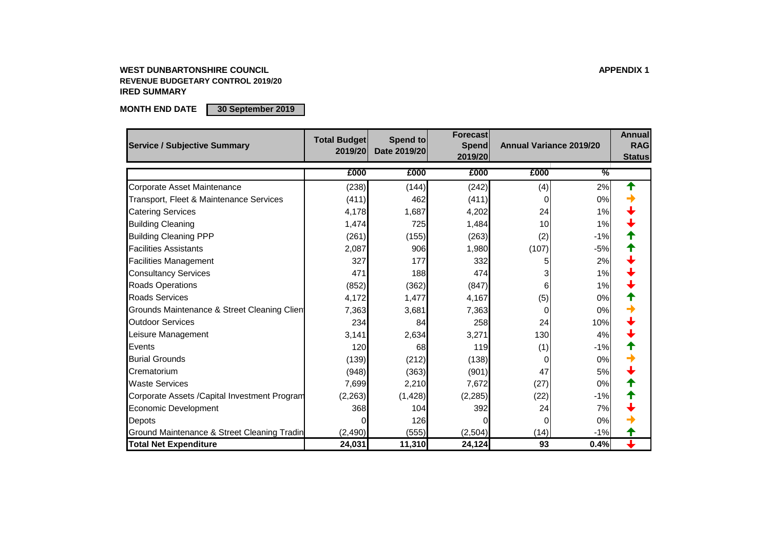**WEST DUNBARTONSHIRE COUNCIL**

**APPENDIX 1**

**REVENUE BUDGETARY CONTROL 2019/20**

**IRED SUMMARY**

**MONTH END DATE** **30 September 2019**

| Service / Subjective Summary | Total Budget 2019/20 | Spend to Date 2019/20 | Forecast Spend 2019/20 | Annual Variance 2019/20 | | Annual RAG Status |
|---|---|---|---|---|---|---|
| | £000 | £000 | £000 | £000 | % | |
| Corporate Asset Maintenance | (238) | (144) | (242) | (4) | 2% | ↑ |
| Transport, Fleet & Maintenance Services | (411) | 462 | (411) | 0 | 0% | → |
| Catering Services | 4,178 | 1,687 | 4,202 | 24 | 1% | ↓ |
| Building Cleaning | 1,474 | 725 | 1,484 | 10 | 1% | ↓ |
| Building Cleaning PPP | (261) | (155) | (263) | (2) | -1% | ↑ |
| Facilities Assistants | 2,087 | 906 | 1,980 | (107) | -5% | ↑ |
| Facilities Management | 327 | 177 | 332 | 5 | 2% | ↓ |
| Consultancy Services | 471 | 188 | 474 | 3 | 1% | ↓ |
| Roads Operations | (852) | (362) | (847) | 6 | 1% | ↓ |
| Roads Services | 4,172 | 1,477 | 4,167 | (5) | 0% | ↑ |
| Grounds Maintenance & Street Cleaning Clien | 7,363 | 3,681 | 7,363 | 0 | 0% | → |
| Outdoor Services | 234 | 84 | 258 | 24 | 10% | ↓ |
| Leisure Management | 3,141 | 2,634 | 3,271 | 130 | 4% | ↓ |
| Events | 120 | 68 | 119 | (1) | -1% | ↑ |
| Burial Grounds | (139) | (212) | (138) | 0 | 0% | → |
| Crematorium | (948) | (363) | (901) | 47 | 5% | ↓ |
| Waste Services | 7,699 | 2,210 | 7,672 | (27) | 0% | ↑ |
| Corporate Assets /Capital Investment Program | (2,263) | (1,428) | (2,285) | (22) | -1% | ↑ |
| Economic Development | 368 | 104 | 392 | 24 | 7% | ↓ |
| Depots | 0 | 126 | 0 | 0 | 0% | → |
| Ground Maintenance & Street Cleaning Tradin | (2,490) | (555) | (2,504) | (14) | -1% | ↑ |
| **Total Net Expenditure** | **24,031** | **11,310** | **24,124** | **93** | **0.4%** | ↓ |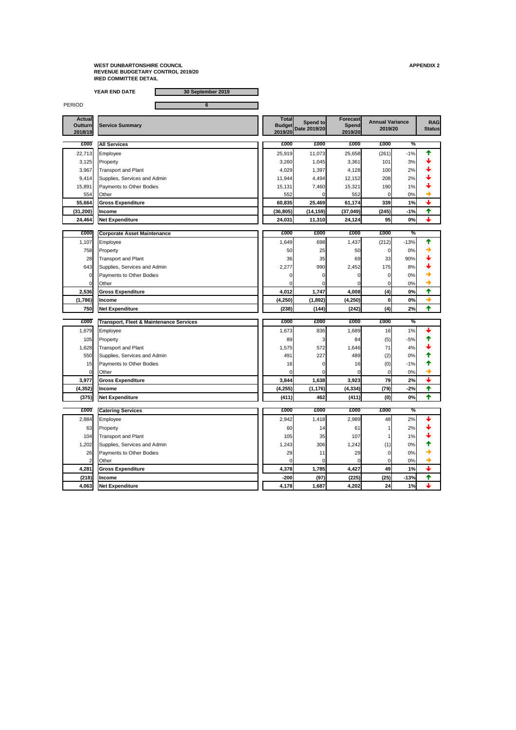**WEST DUNBARTONSHIRE COUNCIL**
**REVENUE BUDGETARY CONTROL 2019/20**
**IRED COMMITTEE DETAIL**

**APPENDIX 2**

**YEAR END DATE** 30 September 2019

PERIOD 6

| Actual Outturn 2018/19 | Service Summary | Total Budget 2019/20 | Spend to Date 2019/20 | Forecast Spend 2019/20 | Annual Variance 2019/20 | | RAG Status |
|---|---|---|---|---|---|---|---|
| **£000** | **All Services** | **£000** | **£000** | **£000** | **£000** | **%** | |
| 22,713 | Employee | 25,919 | 11,073 | 25,658 | (261) | -1% | ↑ |
| 3,125 | Property | 3,260 | 1,045 | 3,361 | 101 | 3% | ↓ |
| 3,967 | Transport and Plant | 4,029 | 1,397 | 4,128 | 100 | 2% | ↓ |
| 9,414 | Supplies, Services and Admin | 11,944 | 4,494 | 12,152 | 208 | 2% | ↓ |
| 15,891 | Payments to Other Bodies | 15,131 | 7,460 | 15,321 | 190 | 1% | ↓ |
| 554 | Other | 552 | 0 | 552 | 0 | 0% | → |
| **55,664** | **Gross Expenditure** | **60,835** | **25,469** | **61,174** | **339** | **1%** | ↓ |
| **(31,200)** | **Income** | **(36,805)** | **(14,159)** | **(37,049)** | **(245)** | **-1%** | ↑ |
| **24,464** | **Net Expenditure** | **24,031** | **11,310** | **24,124** | **95** | **0%** | ↓ |
| **£000** | **Corporate Asset Maintenance** | **£000** | **£000** | **£000** | **£000** | **%** | |
| 1,107 | Employee | 1,649 | 698 | 1,437 | (212) | -13% | ↑ |
| 758 | Property | 50 | 25 | 50 | 0 | 0% | → |
| 28 | Transport and Plant | 36 | 35 | 69 | 33 | 90% | ↓ |
| 643 | Supplies, Services and Admin | 2,277 | 990 | 2,452 | 175 | 8% | ↓ |
| 0 | Payments to Other Bodies | 0 | 0 | 0 | 0 | 0% | → |
| 0 | Other | 0 | 0 | 0 | 0 | 0% | → |
| **2,536** | **Gross Expenditure** | **4,012** | **1,747** | **4,008** | **(4)** | **0%** | ↑ |
| **(1,786)** | **Income** | **(4,250)** | **(1,892)** | **(4,250)** | **0** | **0%** | → |
| **750** | **Net Expenditure** | **(238)** | **(144)** | **(242)** | **(4)** | **2%** | ↑ |
| **£000** | **Transport, Fleet & Maintenance Services** | **£000** | **£000** | **£000** | **£000** | **%** | |
| 1,679 | Employee | 1,673 | 836 | 1,689 | 16 | 1% | ↓ |
| 105 | Property | 89 | 3 | 84 | (5) | -5% | ↑ |
| 1,628 | Transport and Plant | 1,575 | 572 | 1,646 | 71 | 4% | ↓ |
| 550 | Supplies, Services and Admin | 491 | 227 | 489 | (2) | 0% | ↑ |
| 15 | Payments to Other Bodies | 16 | 0 | 16 | (0) | -1% | ↑ |
| 0 | Other | 0 | 0 | 0 | 0 | 0% | → |
| **3,977** | **Gross Expenditure** | **3,844** | **1,638** | **3,923** | **79** | **2%** | ↓ |
| **(4,352)** | **Income** | **(4,255)** | **(1,176)** | **(4,334)** | **(79)** | **-2%** | ↑ |
| **(375)** | **Net Expenditure** | **(411)** | **462** | **(411)** | **(0)** | **0%** | ↑ |
| **£000** | **Catering Services** | **£000** | **£000** | **£000** | **£000** | **%** | |
| 2,884 | Employee | 2,942 | 1,418 | 2,989 | 48 | 2% | ↓ |
| 63 | Property | 60 | 14 | 61 | 1 | 2% | ↓ |
| 104 | Transport and Plant | 105 | 35 | 107 | 1 | 1% | ↓ |
| 1,202 | Supplies, Services and Admin | 1,243 | 306 | 1,242 | (1) | 0% | ↑ |
| 26 | Payments to Other Bodies | 29 | 11 | 29 | 0 | 0% | → |
| 2 | Other | 0 | 0 | 0 | 0 | 0% | → |
| **4,281** | **Gross Expenditure** | **4,378** | **1,785** | **4,427** | **49** | **1%** | ↓ |
| **(218)** | **Income** | **-200** | **(97)** | **(225)** | **(25)** | **-13%** | ↑ |
| **4,063** | **Net Expenditure** | **4,178** | **1,687** | **4,202** | **24** | **1%** | ↓ |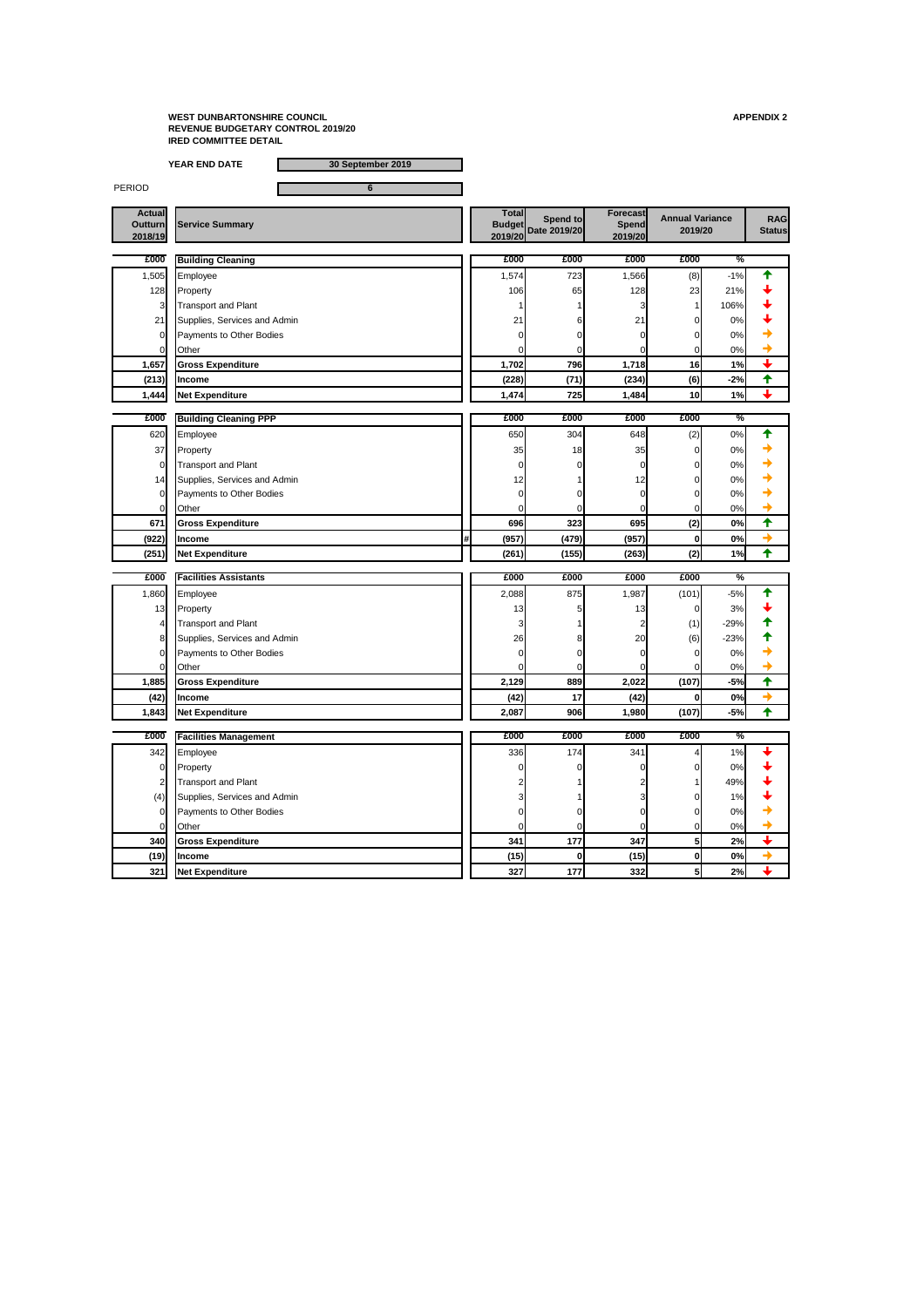**WEST DUNBARTONSHIRE COUNCIL**
**REVENUE BUDGETARY CONTROL 2019/20**
**IRED COMMITTEE DETAIL**

**APPENDIX 2**

**YEAR END DATE** 30 September 2019

PERIOD 6

| Actual Outturn 2018/19 | Service Summary | Total Budget 2019/20 | Spend to Date 2019/20 | Forecast Spend 2019/20 | Annual Variance 2019/20 | | RAG Status |
|---|---|---|---|---|---|---|---|
| £000 | **Building Cleaning** | £000 | £000 | £000 | £000 | % | |
| 1,505 | Employee | 1,574 | 723 | 1,566 | (8) | -1% | ↑ |
| 128 | Property | 106 | 65 | 128 | 23 | 21% | ↓ |
| 3 | Transport and Plant | 1 | 1 | 3 | 1 | 106% | ↓ |
| 21 | Supplies, Services and Admin | 21 | 6 | 21 | 0 | 0% | ↓ |
| 0 | Payments to Other Bodies | 0 | 0 | 0 | 0 | 0% | → |
| 0 | Other | 0 | 0 | 0 | 0 | 0% | → |
| **1,657** | **Gross Expenditure** | **1,702** | **796** | **1,718** | **16** | **1%** | ↓ |
| **(213)** | **Income** | **(228)** | **(71)** | **(234)** | **(6)** | **-2%** | ↑ |
| **1,444** | **Net Expenditure** | **1,474** | **725** | **1,484** | **10** | **1%** | ↓ |
| £000 | **Building Cleaning PPP** | £000 | £000 | £000 | £000 | % | |
| 620 | Employee | 650 | 304 | 648 | (2) | 0% | ↑ |
| 37 | Property | 35 | 18 | 35 | 0 | 0% | → |
| 0 | Transport and Plant | 0 | 0 | 0 | 0 | 0% | → |
| 14 | Supplies, Services and Admin | 12 | 1 | 12 | 0 | 0% | → |
| 0 | Payments to Other Bodies | 0 | 0 | 0 | 0 | 0% | → |
| 0 | Other | 0 | 0 | 0 | 0 | 0% | → |
| **671** | **Gross Expenditure** | **696** | **323** | **695** | **(2)** | **0%** | ↑ |
| **(922)** | **Income** | **(957)** | **(479)** | **(957)** | **0** | **0%** | → |
| **(251)** | **Net Expenditure** | **(261)** | **(155)** | **(263)** | **(2)** | **1%** | ↑ |
| £000 | **Facilities Assistants** | £000 | £000 | £000 | £000 | % | |
| 1,860 | Employee | 2,088 | 875 | 1,987 | (101) | -5% | ↑ |
| 13 | Property | 13 | 5 | 13 | 0 | 3% | ↓ |
| 4 | Transport and Plant | 3 | 1 | 2 | (1) | -29% | ↑ |
| 8 | Supplies, Services and Admin | 26 | 8 | 20 | (6) | -23% | ↑ |
| 0 | Payments to Other Bodies | 0 | 0 | 0 | 0 | 0% | → |
| 0 | Other | 0 | 0 | 0 | 0 | 0% | → |
| **1,885** | **Gross Expenditure** | **2,129** | **889** | **2,022** | **(107)** | **-5%** | ↑ |
| **(42)** | **Income** | **(42)** | **17** | **(42)** | **0** | **0%** | → |
| **1,843** | **Net Expenditure** | **2,087** | **906** | **1,980** | **(107)** | **-5%** | ↑ |
| £000 | **Facilities Management** | £000 | £000 | £000 | £000 | % | |
| 342 | Employee | 336 | 174 | 341 | 4 | 1% | ↓ |
| 0 | Property | 0 | 0 | 0 | 0 | 0% | ↓ |
| 2 | Transport and Plant | 2 | 1 | 2 | 1 | 49% | ↓ |
| (4) | Supplies, Services and Admin | 3 | 1 | 3 | 0 | 1% | ↓ |
| 0 | Payments to Other Bodies | 0 | 0 | 0 | 0 | 0% | → |
| 0 | Other | 0 | 0 | 0 | 0 | 0% | → |
| **340** | **Gross Expenditure** | **341** | **177** | **347** | **5** | **2%** | ↓ |
| **(19)** | **Income** | **(15)** | **0** | **(15)** | **0** | **0%** | → |
| **321** | **Net Expenditure** | **327** | **177** | **332** | **5** | **2%** | ↓ |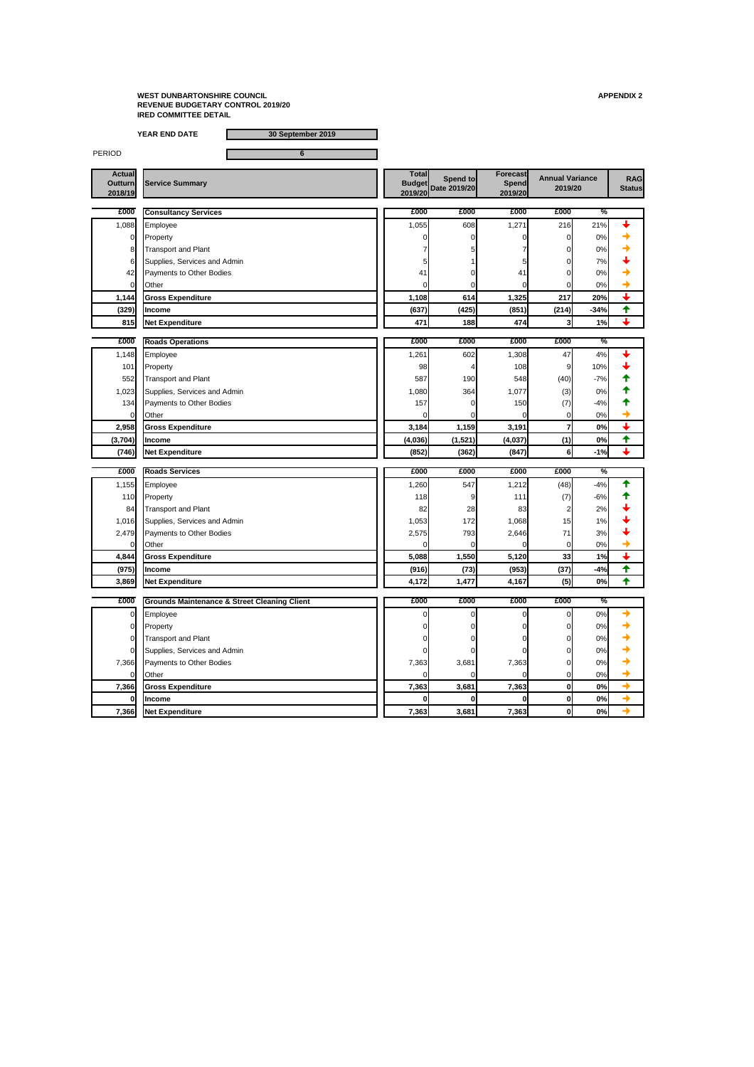**WEST DUNBARTONSHIRE COUNCIL**
**REVENUE BUDGETARY CONTROL 2019/20**
**IRED COMMITTEE DETAIL**

**APPENDIX 2**

**YEAR END DATE** 30 September 2019

PERIOD 6

| Actual Outturn 2018/19 | Service Summary | Total Budget 2019/20 | Spend to Date 2019/20 | Forecast Spend 2019/20 | Annual Variance 2019/20 | | RAG Status |
|---|---|---|---|---|---|---|---|
| £000 | **Consultancy Services** | £000 | £000 | £000 | £000 | % | |
| 1,088 | Employee | 1,055 | 608 | 1,271 | 216 | 21% | ↓ |
| 0 | Property | 0 | 0 | 0 | 0 | 0% | → |
| 8 | Transport and Plant | 7 | 5 | 7 | 0 | 0% | → |
| 6 | Supplies, Services and Admin | 5 | 1 | 5 | 0 | 7% | ↓ |
| 42 | Payments to Other Bodies | 41 | 0 | 41 | 0 | 0% | → |
| 0 | Other | 0 | 0 | 0 | 0 | 0% | → |
| **1,144** | **Gross Expenditure** | **1,108** | **614** | **1,325** | **217** | **20%** | ↓ |
| **(329)** | **Income** | **(637)** | **(425)** | **(851)** | **(214)** | **-34%** | ↑ |
| **815** | **Net Expenditure** | **471** | **188** | **474** | **3** | **1%** | ↓ |
| £000 | **Roads Operations** | £000 | £000 | £000 | £000 | % | |
| 1,148 | Employee | 1,261 | 602 | 1,308 | 47 | 4% | ↓ |
| 101 | Property | 98 | 4 | 108 | 9 | 10% | ↓ |
| 552 | Transport and Plant | 587 | 190 | 548 | (40) | -7% | ↑ |
| 1,023 | Supplies, Services and Admin | 1,080 | 364 | 1,077 | (3) | 0% | ↑ |
| 134 | Payments to Other Bodies | 157 | 0 | 150 | (7) | -4% | ↑ |
| 0 | Other | 0 | 0 | 0 | 0 | 0% | → |
| **2,958** | **Gross Expenditure** | **3,184** | **1,159** | **3,191** | **7** | **0%** | ↓ |
| **(3,704)** | **Income** | **(4,036)** | **(1,521)** | **(4,037)** | **(1)** | **0%** | ↑ |
| **(746)** | **Net Expenditure** | **(852)** | **(362)** | **(847)** | **6** | **-1%** | ↓ |
| £000 | **Roads Services** | £000 | £000 | £000 | £000 | % | |
| 1,155 | Employee | 1,260 | 547 | 1,212 | (48) | -4% | ↑ |
| 110 | Property | 118 | 9 | 111 | (7) | -6% | ↑ |
| 84 | Transport and Plant | 82 | 28 | 83 | 2 | 2% | ↓ |
| 1,016 | Supplies, Services and Admin | 1,053 | 172 | 1,068 | 15 | 1% | ↓ |
| 2,479 | Payments to Other Bodies | 2,575 | 793 | 2,646 | 71 | 3% | ↓ |
| 0 | Other | 0 | 0 | 0 | 0 | 0% | → |
| **4,844** | **Gross Expenditure** | **5,088** | **1,550** | **5,120** | **33** | **1%** | ↓ |
| **(975)** | **Income** | **(916)** | **(73)** | **(953)** | **(37)** | **-4%** | ↑ |
| **3,869** | **Net Expenditure** | **4,172** | **1,477** | **4,167** | **(5)** | **0%** | ↑ |
| £000 | **Grounds Maintenance & Street Cleaning Client** | £000 | £000 | £000 | £000 | % | |
| 0 | Employee | 0 | 0 | 0 | 0 | 0% | → |
| 0 | Property | 0 | 0 | 0 | 0 | 0% | → |
| 0 | Transport and Plant | 0 | 0 | 0 | 0 | 0% | → |
| 0 | Supplies, Services and Admin | 0 | 0 | 0 | 0 | 0% | → |
| 7,366 | Payments to Other Bodies | 7,363 | 3,681 | 7,363 | 0 | 0% | → |
| 0 | Other | 0 | 0 | 0 | 0 | 0% | → |
| **7,366** | **Gross Expenditure** | **7,363** | **3,681** | **7,363** | **0** | **0%** | → |
| **0** | **Income** | **0** | **0** | **0** | **0** | **0%** | → |
| **7,366** | **Net Expenditure** | **7,363** | **3,681** | **7,363** | **0** | **0%** | → |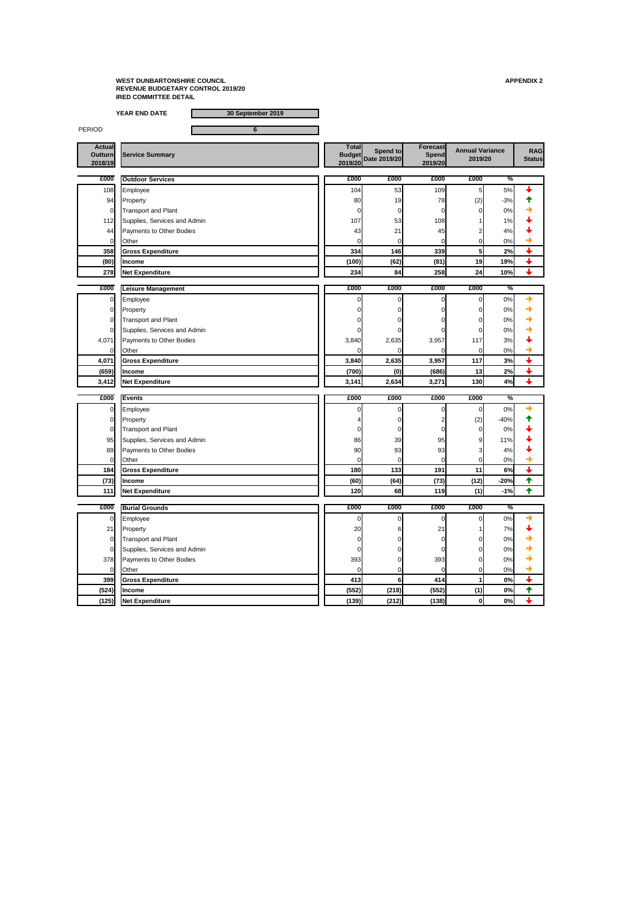**WEST DUNBARTONSHIRE COUNCIL**
**REVENUE BUDGETARY CONTROL 2019/20**
**IRED COMMITTEE DETAIL**

**APPENDIX 2**

**YEAR END DATE** 30 September 2019

PERIOD 6

| Actual Outturn 2018/19 | Service Summary | Total Budget 2019/20 | Spend to Date 2019/20 | Forecast Spend 2019/20 | Annual Variance 2019/20 | | RAG Status |
|---|---|---|---|---|---|---|---|
| £000 | **Outdoor Services** | £000 | £000 | £000 | £000 | % | |
| 108 | Employee | 104 | 53 | 109 | 5 | 5% | ↓ |
| 94 | Property | 80 | 19 | 78 | (2) | -3% | ↑ |
| 0 | Transport and Plant | 0 | 0 | 0 | 0 | 0% | → |
| 112 | Supplies, Services and Admin | 107 | 53 | 108 | 1 | 1% | ↓ |
| 44 | Payments to Other Bodies | 43 | 21 | 45 | 2 | 4% | ↓ |
| 0 | Other | 0 | 0 | 0 | 0 | 0% | → |
| **358** | **Gross Expenditure** | **334** | **146** | **339** | **5** | **2%** | ↓ |
| **(80)** | **Income** | **(100)** | **(62)** | **(81)** | **19** | **19%** | ↓ |
| **278** | **Net Expenditure** | **234** | **84** | **258** | **24** | **10%** | ↓ |
| £000 | **Leisure Management** | £000 | £000 | £000 | £000 | % | |
| 0 | Employee | 0 | 0 | 0 | 0 | 0% | → |
| 0 | Property | 0 | 0 | 0 | 0 | 0% | → |
| 0 | Transport and Plant | 0 | 0 | 0 | 0 | 0% | → |
| 0 | Supplies, Services and Admin | 0 | 0 | 0 | 0 | 0% | → |
| 4,071 | Payments to Other Bodies | 3,840 | 2,635 | 3,957 | 117 | 3% | ↓ |
| 0 | Other | 0 | 0 | 0 | 0 | 0% | → |
| **4,071** | **Gross Expenditure** | **3,840** | **2,635** | **3,957** | **117** | **3%** | ↓ |
| **(659)** | **Income** | **(700)** | **(0)** | **(686)** | **13** | **2%** | ↓ |
| **3,412** | **Net Expenditure** | **3,141** | **2,634** | **3,271** | **130** | **4%** | ↓ |
| £000 | **Events** | £000 | £000 | £000 | £000 | % | |
| 0 | Employee | 0 | 0 | 0 | 0 | 0% | → |
| 0 | Property | 4 | 0 | 2 | (2) | -40% | ↑ |
| 0 | Transport and Plant | 0 | 0 | 0 | 0 | 0% | ↓ |
| 95 | Supplies, Services and Admin | 86 | 39 | 95 | 9 | 11% | ↓ |
| 89 | Payments to Other Bodies | 90 | 93 | 93 | 3 | 4% | ↓ |
| 0 | Other | 0 | 0 | 0 | 0 | 0% | → |
| **184** | **Gross Expenditure** | **180** | **133** | **191** | **11** | **6%** | ↓ |
| **(73)** | **Income** | **(60)** | **(64)** | **(73)** | **(12)** | **-20%** | ↑ |
| **111** | **Net Expenditure** | **120** | **68** | **119** | **(1)** | **-1%** | ↑ |
| £000 | **Burial Grounds** | £000 | £000 | £000 | £000 | % | |
| 0 | Employee | 0 | 0 | 0 | 0 | 0% | → |
| 21 | Property | 20 | 6 | 21 | 1 | 7% | ↓ |
| 0 | Transport and Plant | 0 | 0 | 0 | 0 | 0% | → |
| 0 | Supplies, Services and Admin | 0 | 0 | 0 | 0 | 0% | → |
| 378 | Payments to Other Bodies | 393 | 0 | 393 | 0 | 0% | → |
| 0 | Other | 0 | 0 | 0 | 0 | 0% | → |
| **399** | **Gross Expenditure** | **413** | **6** | **414** | **1** | **0%** | ↓ |
| **(524)** | **Income** | **(552)** | **(218)** | **(552)** | **(1)** | **0%** | ↑ |
| **(125)** | **Net Expenditure** | **(139)** | **(212)** | **(138)** | **0** | **0%** | ↓ |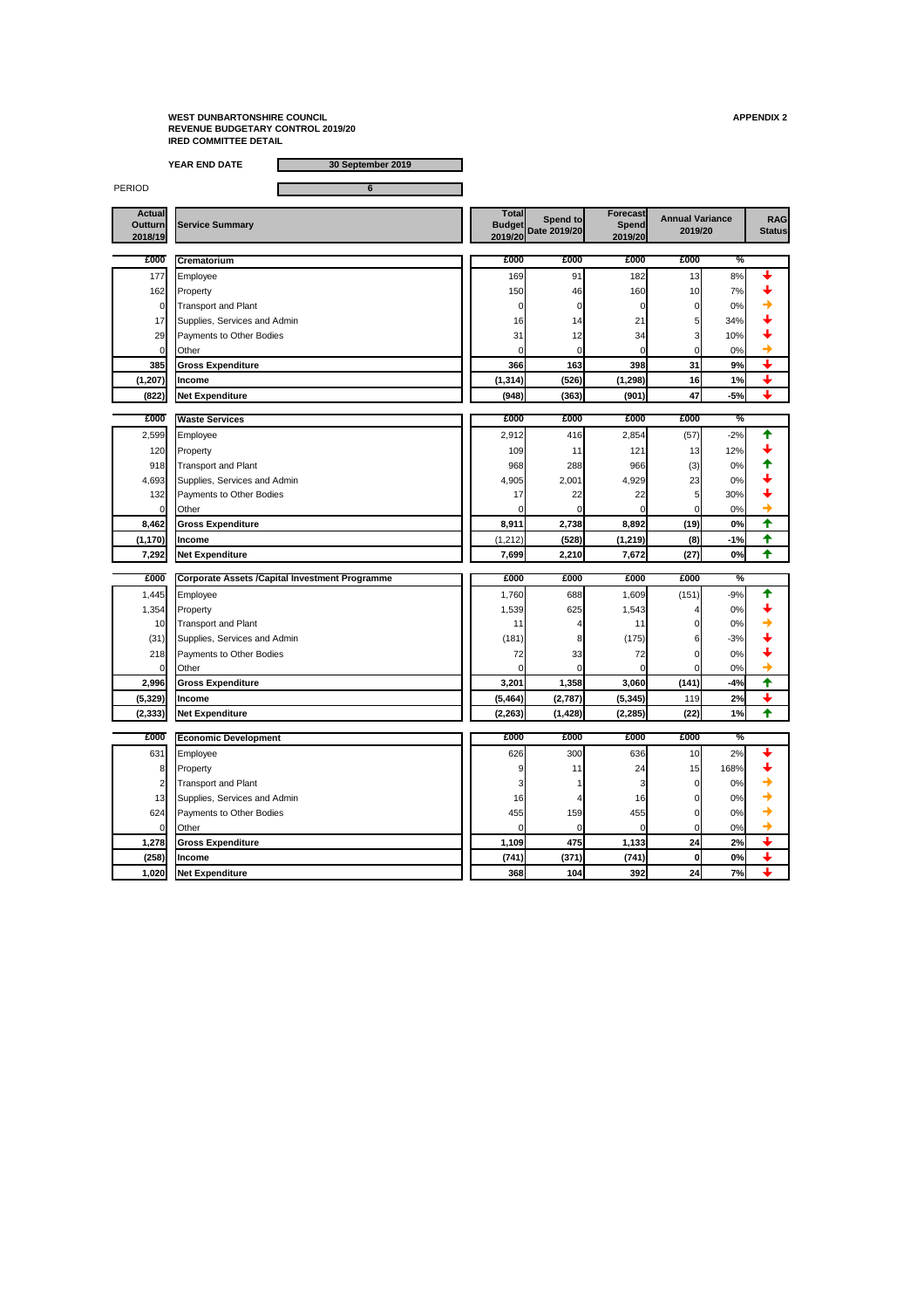**WEST DUNBARTONSHIRE COUNCIL**
**REVENUE BUDGETARY CONTROL 2019/20**
**IRED COMMITTEE DETAIL**

**APPENDIX 2**

**YEAR END DATE** | **30 September 2019**

PERIOD | **6**

| Actual Outturn 2018/19 | Service Summary | Total Budget 2019/20 | Spend to Date 2019/20 | Forecast Spend 2019/20 | Annual Variance 2019/20 | | RAG Status |
|---|---|---|---|---|---|---|---|
| **£000** | **Crematorium** | **£000** | **£000** | **£000** | **£000** | **%** | |
| 177 | Employee | 169 | 91 | 182 | 13 | 8% | ↓ |
| 162 | Property | 150 | 46 | 160 | 10 | 7% | ↓ |
| 0 | Transport and Plant | 0 | 0 | 0 | 0 | 0% | → |
| 17 | Supplies, Services and Admin | 16 | 14 | 21 | 5 | 34% | ↓ |
| 29 | Payments to Other Bodies | 31 | 12 | 34 | 3 | 10% | ↓ |
| 0 | Other | 0 | 0 | 0 | 0 | 0% | → |
| **385** | **Gross Expenditure** | **366** | **163** | **398** | **31** | **9%** | ↓ |
| **(1,207)** | **Income** | **(1,314)** | **(526)** | **(1,298)** | **16** | **1%** | ↓ |
| **(822)** | **Net Expenditure** | **(948)** | **(363)** | **(901)** | **47** | **-5%** | ↓ |
| **£000** | **Waste Services** | **£000** | **£000** | **£000** | **£000** | **%** | |
| 2,599 | Employee | 2,912 | 416 | 2,854 | (57) | -2% | ↑ |
| 120 | Property | 109 | 11 | 121 | 13 | 12% | ↓ |
| 918 | Transport and Plant | 968 | 288 | 966 | (3) | 0% | ↑ |
| 4,693 | Supplies, Services and Admin | 4,905 | 2,001 | 4,929 | 23 | 0% | ↓ |
| 132 | Payments to Other Bodies | 17 | 22 | 22 | 5 | 30% | ↓ |
| 0 | Other | 0 | 0 | 0 | 0 | 0% | → |
| **8,462** | **Gross Expenditure** | **8,911** | **2,738** | **8,892** | **(19)** | **0%** | ↑ |
| **(1,170)** | **Income** | (1,212) | **(528)** | **(1,219)** | **(8)** | **-1%** | ↑ |
| **7,292** | **Net Expenditure** | **7,699** | **2,210** | **7,672** | **(27)** | **0%** | ↑ |
| **£000** | **Corporate Assets /Capital Investment Programme** | **£000** | **£000** | **£000** | **£000** | **%** | |
| 1,445 | Employee | 1,760 | 688 | 1,609 | (151) | -9% | ↑ |
| 1,354 | Property | 1,539 | 625 | 1,543 | 4 | 0% | ↓ |
| 10 | Transport and Plant | 11 | 4 | 11 | 0 | 0% | → |
| (31) | Supplies, Services and Admin | (181) | 8 | (175) | 6 | -3% | ↓ |
| 218 | Payments to Other Bodies | 72 | 33 | 72 | 0 | 0% | ↓ |
| 0 | Other | 0 | 0 | 0 | 0 | 0% | → |
| **2,996** | **Gross Expenditure** | **3,201** | **1,358** | **3,060** | **(141)** | **-4%** | ↑ |
| **(5,329)** | **Income** | **(5,464)** | **(2,787)** | **(5,345)** | 119 | **2%** | ↓ |
| **(2,333)** | **Net Expenditure** | **(2,263)** | **(1,428)** | **(2,285)** | **(22)** | **1%** | ↑ |
| **£000** | **Economic Development** | **£000** | **£000** | **£000** | **£000** | **%** | |
| 631 | Employee | 626 | 300 | 636 | 10 | 2% | ↓ |
| 8 | Property | 9 | 11 | 24 | 15 | 168% | ↓ |
| 2 | Transport and Plant | 3 | 1 | 3 | 0 | 0% | → |
| 13 | Supplies, Services and Admin | 16 | 4 | 16 | 0 | 0% | → |
| 624 | Payments to Other Bodies | 455 | 159 | 455 | 0 | 0% | → |
| 0 | Other | 0 | 0 | 0 | 0 | 0% | → |
| **1,278** | **Gross Expenditure** | **1,109** | **475** | **1,133** | **24** | **2%** | ↓ |
| **(258)** | **Income** | **(741)** | **(371)** | **(741)** | **0** | **0%** | ↓ |
| **1,020** | **Net Expenditure** | **368** | **104** | **392** | **24** | **7%** | ↓ |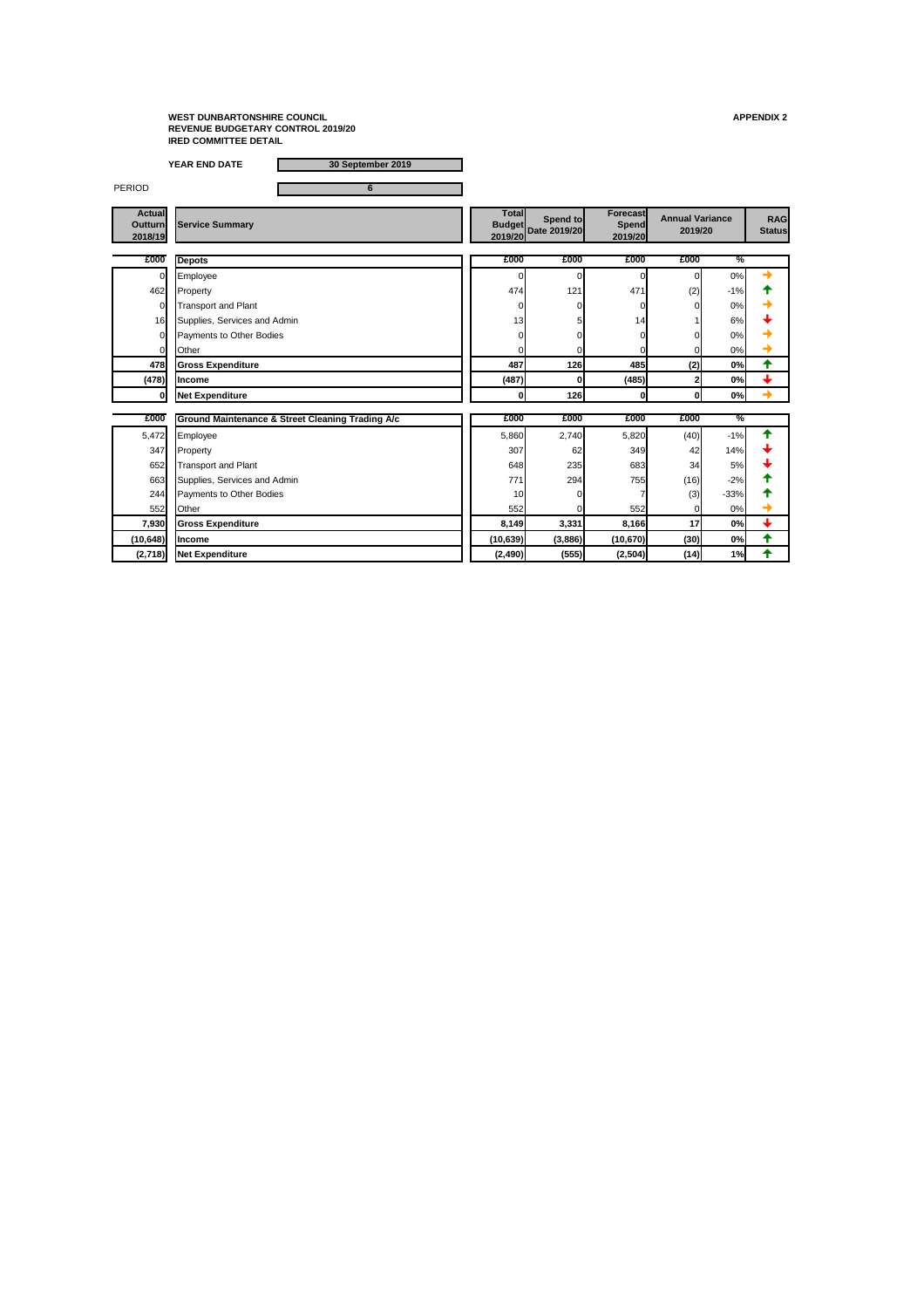**WEST DUNBARTONSHIRE COUNCIL**
**REVENUE BUDGETARY CONTROL 2019/20**
**IRED COMMITTEE DETAIL**

**APPENDIX 2**

**YEAR END DATE** 30 September 2019

PERIOD 6

| Actual Outturn 2018/19 | Service Summary | Total Budget 2019/20 | Spend to Date 2019/20 | Forecast Spend 2019/20 | Annual Variance 2019/20 | | RAG Status |
|---|---|---|---|---|---|---|---|
| **£000** | **Depots** | **£000** | **£000** | **£000** | **£000** | **%** | |
| 0 | Employee | 0 | 0 | 0 | 0 | 0% | → |
| 462 | Property | 474 | 121 | 471 | (2) | -1% | ↑ |
| 0 | Transport and Plant | 0 | 0 | 0 | 0 | 0% | → |
| 16 | Supplies, Services and Admin | 13 | 5 | 14 | 1 | 6% | ↓ |
| 0 | Payments to Other Bodies | 0 | 0 | 0 | 0 | 0% | → |
| 0 | Other | 0 | 0 | 0 | 0 | 0% | → |
| **478** | **Gross Expenditure** | **487** | **126** | **485** | **(2)** | **0%** | ↑ |
| **(478)** | **Income** | **(487)** | **0** | **(485)** | **2** | **0%** | ↓ |
| **0** | **Net Expenditure** | **0** | **126** | **0** | **0** | **0%** | → |
| **£000** | **Ground Maintenance & Street Cleaning Trading A/c** | **£000** | **£000** | **£000** | **£000** | **%** | |
| 5,472 | Employee | 5,860 | 2,740 | 5,820 | (40) | -1% | ↑ |
| 347 | Property | 307 | 62 | 349 | 42 | 14% | ↓ |
| 652 | Transport and Plant | 648 | 235 | 683 | 34 | 5% | ↓ |
| 663 | Supplies, Services and Admin | 771 | 294 | 755 | (16) | -2% | ↑ |
| 244 | Payments to Other Bodies | 10 | 0 | 7 | (3) | -33% | ↑ |
| 552 | Other | 552 | 0 | 552 | 0 | 0% | → |
| **7,930** | **Gross Expenditure** | **8,149** | **3,331** | **8,166** | **17** | **0%** | ↓ |
| **(10,648)** | **Income** | **(10,639)** | **(3,886)** | **(10,670)** | **(30)** | **0%** | ↑ |
| **(2,718)** | **Net Expenditure** | **(2,490)** | **(555)** | **(2,504)** | **(14)** | **1%** | ↑ |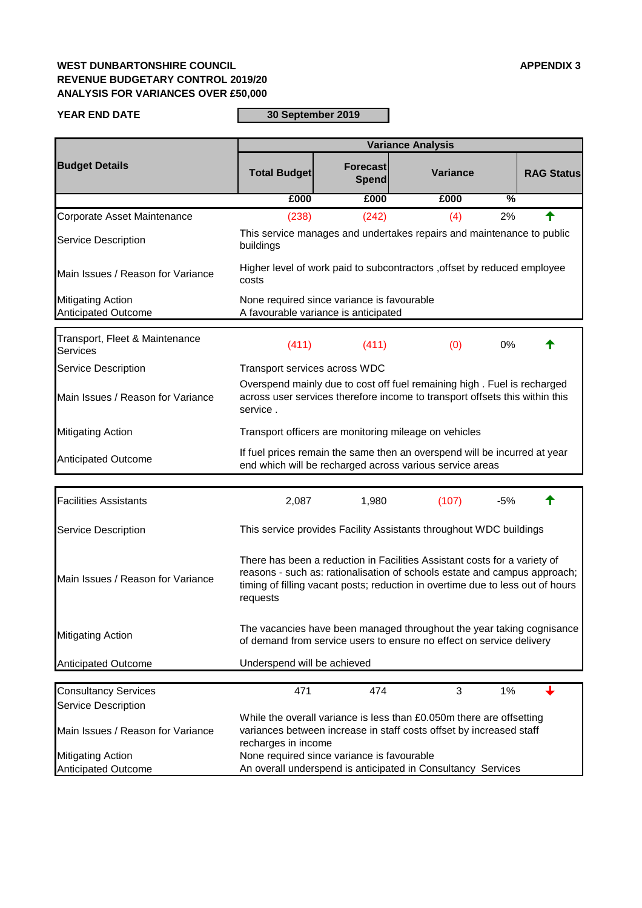**WEST DUNBARTONSHIRE COUNCIL** **APPENDIX 3**
**REVENUE BUDGETARY CONTROL 2019/20**
**ANALYSIS FOR VARIANCES OVER £50,000**

**YEAR END DATE** **30 September 2019**

| **Budget Details** | **Variance Analysis** | | | | |
|---|---|---|---|---|---|
| | **Total Budget** | **Forecast Spend** | **Variance** | | **RAG Status** |
| | **£000** | **£000** | **£000** | **%** | |
| Corporate Asset Maintenance | (238) | (242) | (4) | 2% | ↑ |
| Service Description | This service manages and undertakes repairs and maintenance to public buildings | | | | |
| Main Issues / Reason for Variance | Higher level of work paid to subcontractors ,offset by reduced employee costs | | | | |
| Mitigating Action | None required since variance is favourable | | | | |
| Anticipated Outcome | A favourable variance is anticipated | | | | |
| Transport, Fleet & Maintenance Services | (411) | (411) | (0) | 0% | ↑ |
| Service Description | Transport services across WDC | | | | |
| Main Issues / Reason for Variance | Overspend mainly due to cost off fuel remaining high . Fuel is recharged across user services therefore income to transport offsets this within this service . | | | | |
| Mitigating Action | Transport officers are monitoring mileage on vehicles | | | | |
| Anticipated Outcome | If fuel prices remain the same then an overspend will be incurred at year end which will be recharged across various service areas | | | | |
| Facilities Assistants | 2,087 | 1,980 | (107) | -5% | ↑ |
| Service Description | This service provides Facility Assistants throughout WDC buildings | | | | |
| Main Issues / Reason for Variance | There has been a reduction in Facilities Assistant costs for a variety of reasons - such as: rationalisation of schools estate and campus approach; timing of filling vacant posts; reduction in overtime due to less out of hours requests | | | | |
| Mitigating Action | The vacancies have been managed throughout the year taking cognisance of demand from service users to ensure no effect on service delivery | | | | |
| Anticipated Outcome | Underspend will be achieved | | | | |
| Consultancy Services | 471 | 474 | 3 | 1% | ↓ |
| Service Description | | | | | |
| Main Issues / Reason for Variance | While the overall variance is less than £0.050m there are offsetting variances between increase in staff costs offset by increased staff recharges in income | | | | |
| Mitigating Action | None required since variance is favourable | | | | |
| Anticipated Outcome | An overall underspend is anticipated in Consultancy Services | | | | |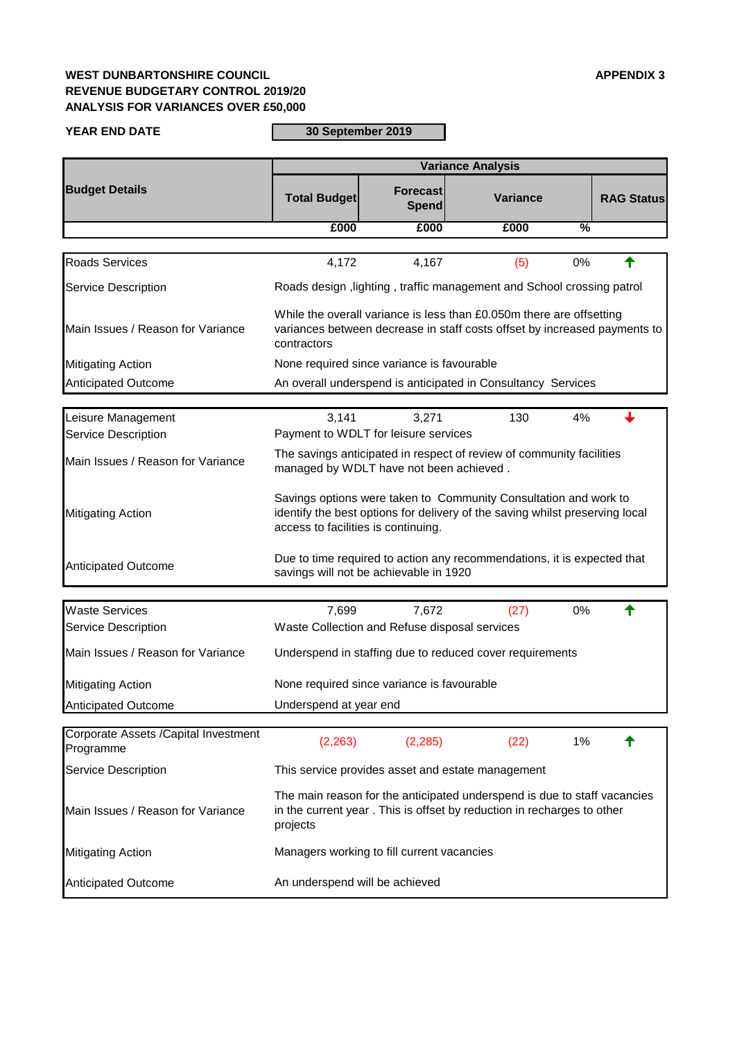**WEST DUNBARTONSHIRE COUNCIL**
**REVENUE BUDGETARY CONTROL 2019/20**
**ANALYSIS FOR VARIANCES OVER £50,000**

**APPENDIX 3**

**YEAR END DATE** **30 September 2019**

| Budget Details | Total Budget | Forecast Spend | Variance | | RAG Status |
|---|---|---|---|---|---|
| | £000 | £000 | £000 | % | |
| Roads Services | 4,172 | 4,167 | (5) | 0% | ↑ |
| Service Description | Roads design ,lighting , traffic management and School crossing patrol | | | | |
| Main Issues / Reason for Variance | While the overall variance is less than £0.050m there are offsetting variances between decrease in staff costs offset by increased payments to contractors | | | | |
| Mitigating Action | None required since variance is favourable | | | | |
| Anticipated Outcome | An overall underspend is anticipated in Consultancy Services | | | | |
| Leisure Management | 3,141 | 3,271 | 130 | 4% | ↓ |
| Service Description | Payment to WDLT for leisure services | | | | |
| Main Issues / Reason for Variance | The savings anticipated in respect of review of community facilities managed by WDLT have not been achieved . | | | | |
| Mitigating Action | Savings options were taken to Community Consultation and work to identify the best options for delivery of the saving whilst preserving local access to facilities is continuing. | | | | |
| Anticipated Outcome | Due to time required to action any recommendations, it is expected that savings will not be achievable in 1920 | | | | |
| Waste Services | 7,699 | 7,672 | (27) | 0% | ↑ |
| Service Description | Waste Collection and Refuse disposal services | | | | |
| Main Issues / Reason for Variance | Underspend in staffing due to reduced cover requirements | | | | |
| Mitigating Action | None required since variance is favourable | | | | |
| Anticipated Outcome | Underspend at year end | | | | |
| Corporate Assets /Capital Investment Programme | (2,263) | (2,285) | (22) | 1% | ↑ |
| Service Description | This service provides asset and estate management | | | | |
| Main Issues / Reason for Variance | The main reason for the anticipated underspend is due to staff vacancies in the current year . This is offset by reduction in recharges to other projects | | | | |
| Mitigating Action | Managers working to fill current vacancies | | | | |
| Anticipated Outcome | An underspend will be achieved | | | | |